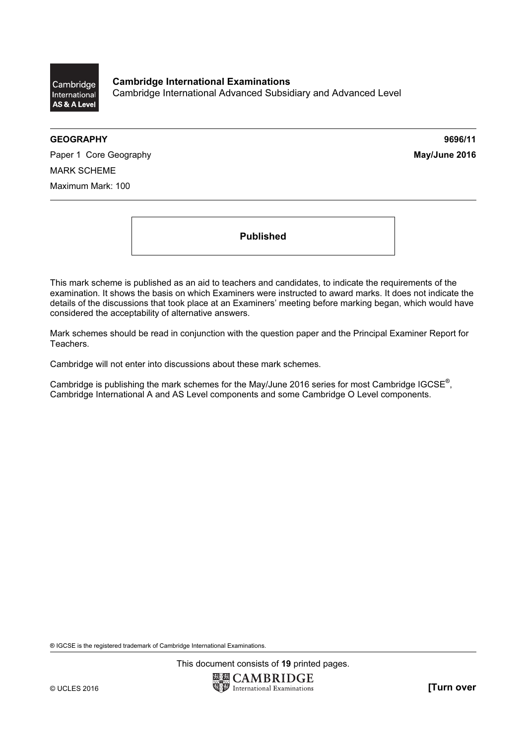Cambridge International AS & A Level

**Cambridge International Examinations**
Cambridge International Advanced Subsidiary and Advanced Level

**GEOGRAPHY** **9696/11**

Paper 1 Core Geography **May/June 2016**

MARK SCHEME

Maximum Mark: 100

**Published**

This mark scheme is published as an aid to teachers and candidates, to indicate the requirements of the examination. It shows the basis on which Examiners were instructed to award marks. It does not indicate the details of the discussions that took place at an Examiners' meeting before marking began, which would have considered the acceptability of alternative answers.

Mark schemes should be read in conjunction with the question paper and the Principal Examiner Report for Teachers.

Cambridge will not enter into discussions about these mark schemes.

Cambridge is publishing the mark schemes for the May/June 2016 series for most Cambridge IGCSE®, Cambridge International A and AS Level components and some Cambridge O Level components.

® IGCSE is the registered trademark of Cambridge International Examinations.

This document consists of **19** printed pages.

© UCLES 2016

**[Turn over**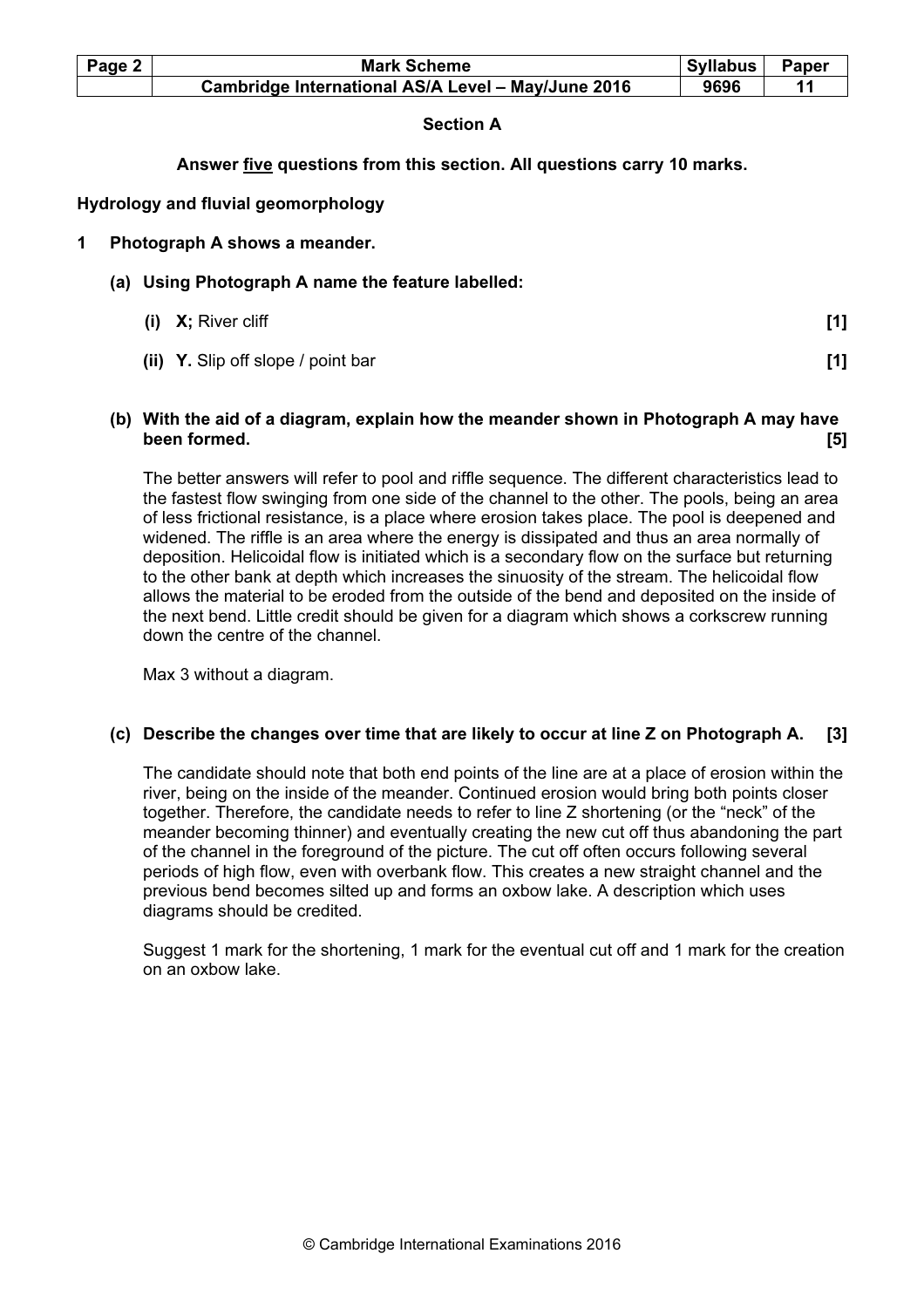## Section A

**Answer <u>five</u> questions from this section. All questions carry 10 marks.**

**Hydrology and fluvial geomorphology**

**1 Photograph A shows a meander.**

**(a) Using Photograph A name the feature labelled:**

**(i) X;** River cliff **[1]**

**(ii) Y.** Slip off slope / point bar **[1]**

**(b) With the aid of a diagram, explain how the meander shown in Photograph A may have been formed. [5]**

The better answers will refer to pool and riffle sequence. The different characteristics lead to the fastest flow swinging from one side of the channel to the other. The pools, being an area of less frictional resistance, is a place where erosion takes place. The pool is deepened and widened. The riffle is an area where the energy is dissipated and thus an area normally of deposition. Helicoidal flow is initiated which is a secondary flow on the surface but returning to the other bank at depth which increases the sinuosity of the stream. The helicoidal flow allows the material to be eroded from the outside of the bend and deposited on the inside of the next bend. Little credit should be given for a diagram which shows a corkscrew running down the centre of the channel.

Max 3 without a diagram.

**(c) Describe the changes over time that are likely to occur at line Z on Photograph A. [3]**

The candidate should note that both end points of the line are at a place of erosion within the river, being on the inside of the meander. Continued erosion would bring both points closer together. Therefore, the candidate needs to refer to line Z shortening (or the "neck" of the meander becoming thinner) and eventually creating the new cut off thus abandoning the part of the channel in the foreground of the picture. The cut off often occurs following several periods of high flow, even with overbank flow. This creates a new straight channel and the previous bend becomes silted up and forms an oxbow lake. A description which uses diagrams should be credited.

Suggest 1 mark for the shortening, 1 mark for the eventual cut off and 1 mark for the creation on an oxbow lake.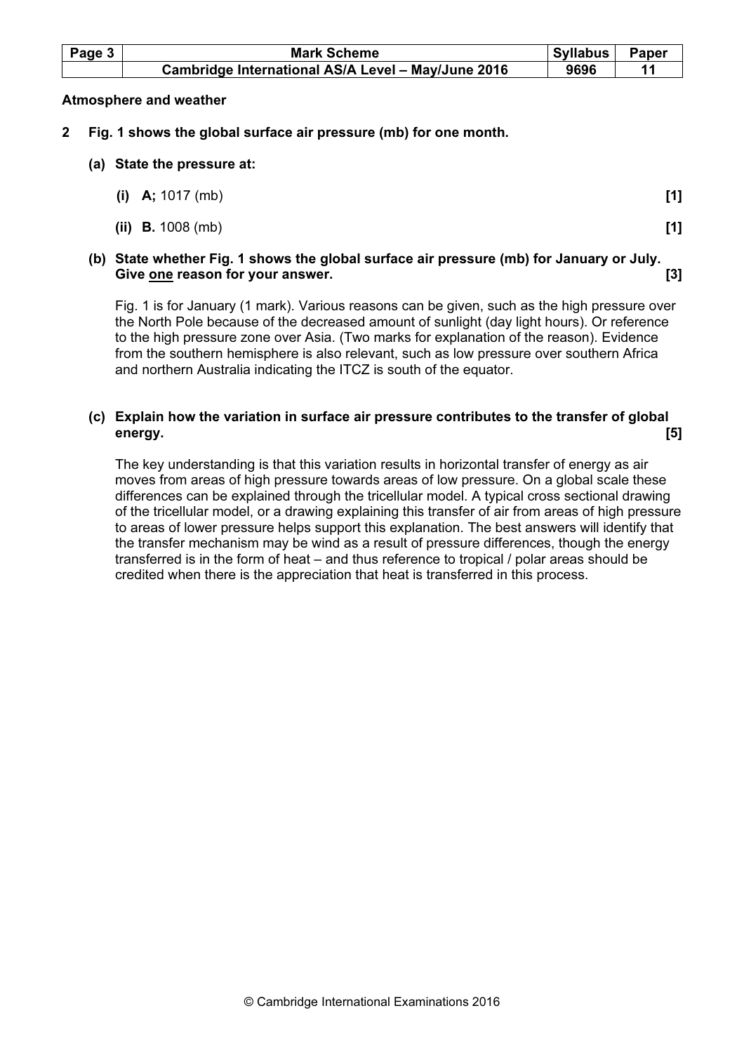**Atmosphere and weather**

**2 Fig. 1 shows the global surface air pressure (mb) for one month.**

**(a) State the pressure at:**

**(i) A;** 1017 (mb) **[1]**

**(ii) B.** 1008 (mb) **[1]**

**(b) State whether Fig. 1 shows the global surface air pressure (mb) for January or July. Give one reason for your answer. [3]**

Fig. 1 is for January (1 mark). Various reasons can be given, such as the high pressure over the North Pole because of the decreased amount of sunlight (day light hours). Or reference to the high pressure zone over Asia. (Two marks for explanation of the reason). Evidence from the southern hemisphere is also relevant, such as low pressure over southern Africa and northern Australia indicating the ITCZ is south of the equator.

**(c) Explain how the variation in surface air pressure contributes to the transfer of global energy. [5]**

The key understanding is that this variation results in horizontal transfer of energy as air moves from areas of high pressure towards areas of low pressure. On a global scale these differences can be explained through the tricellular model. A typical cross sectional drawing of the tricellular model, or a drawing explaining this transfer of air from areas of high pressure to areas of lower pressure helps support this explanation. The best answers will identify that the transfer mechanism may be wind as a result of pressure differences, though the energy transferred is in the form of heat – and thus reference to tropical / polar areas should be credited when there is the appreciation that heat is transferred in this process.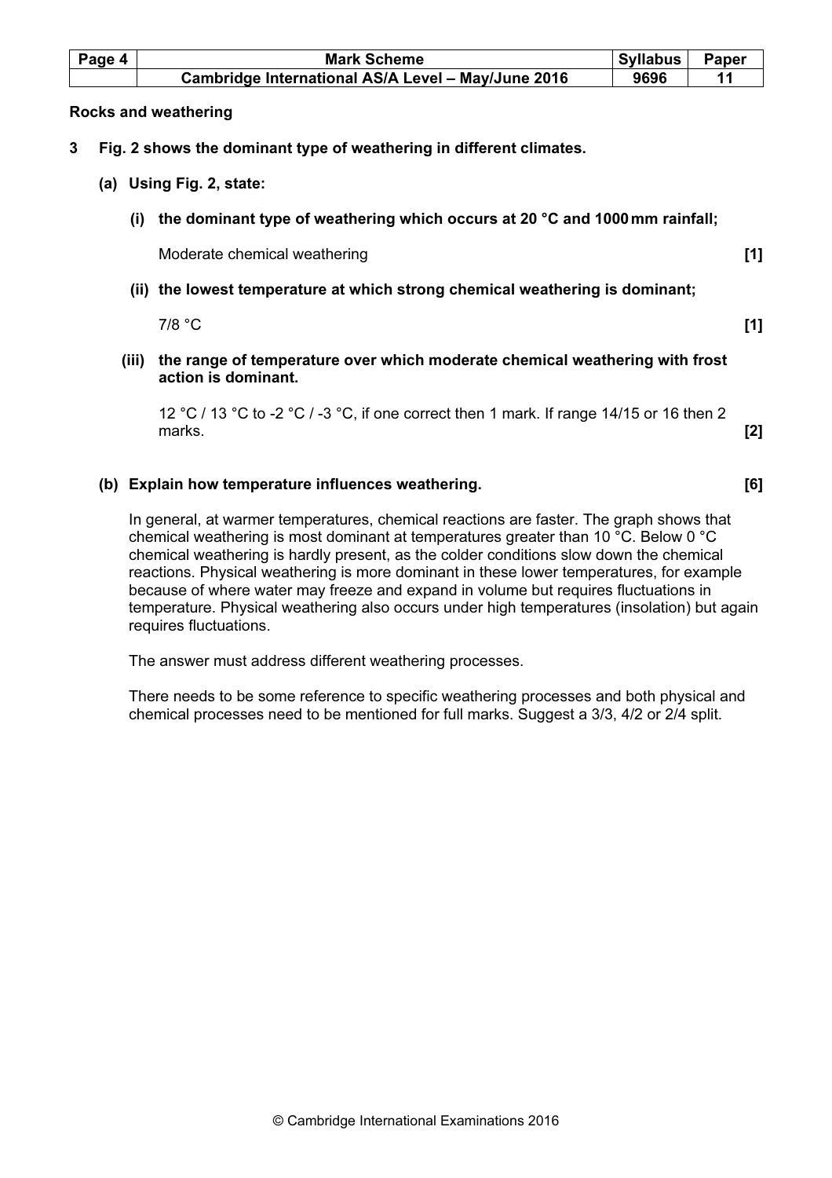**Rocks and weathering**

**3 Fig. 2 shows the dominant type of weathering in different climates.**

**(a) Using Fig. 2, state:**

**(i) the dominant type of weathering which occurs at 20 °C and 1000 mm rainfall;**

Moderate chemical weathering **[1]**

**(ii) the lowest temperature at which strong chemical weathering is dominant;**

7/8 °C **[1]**

**(iii) the range of temperature over which moderate chemical weathering with frost action is dominant.**

12 °C / 13 °C to -2 °C / -3 °C, if one correct then 1 mark. If range 14/15 or 16 then 2 marks. **[2]**

**(b) Explain how temperature influences weathering. [6]**

In general, at warmer temperatures, chemical reactions are faster. The graph shows that chemical weathering is most dominant at temperatures greater than 10 °C. Below 0 °C chemical weathering is hardly present, as the colder conditions slow down the chemical reactions. Physical weathering is more dominant in these lower temperatures, for example because of where water may freeze and expand in volume but requires fluctuations in temperature. Physical weathering also occurs under high temperatures (insolation) but again requires fluctuations.

The answer must address different weathering processes.

There needs to be some reference to specific weathering processes and both physical and chemical processes need to be mentioned for full marks. Suggest a 3/3, 4/2 or 2/4 split.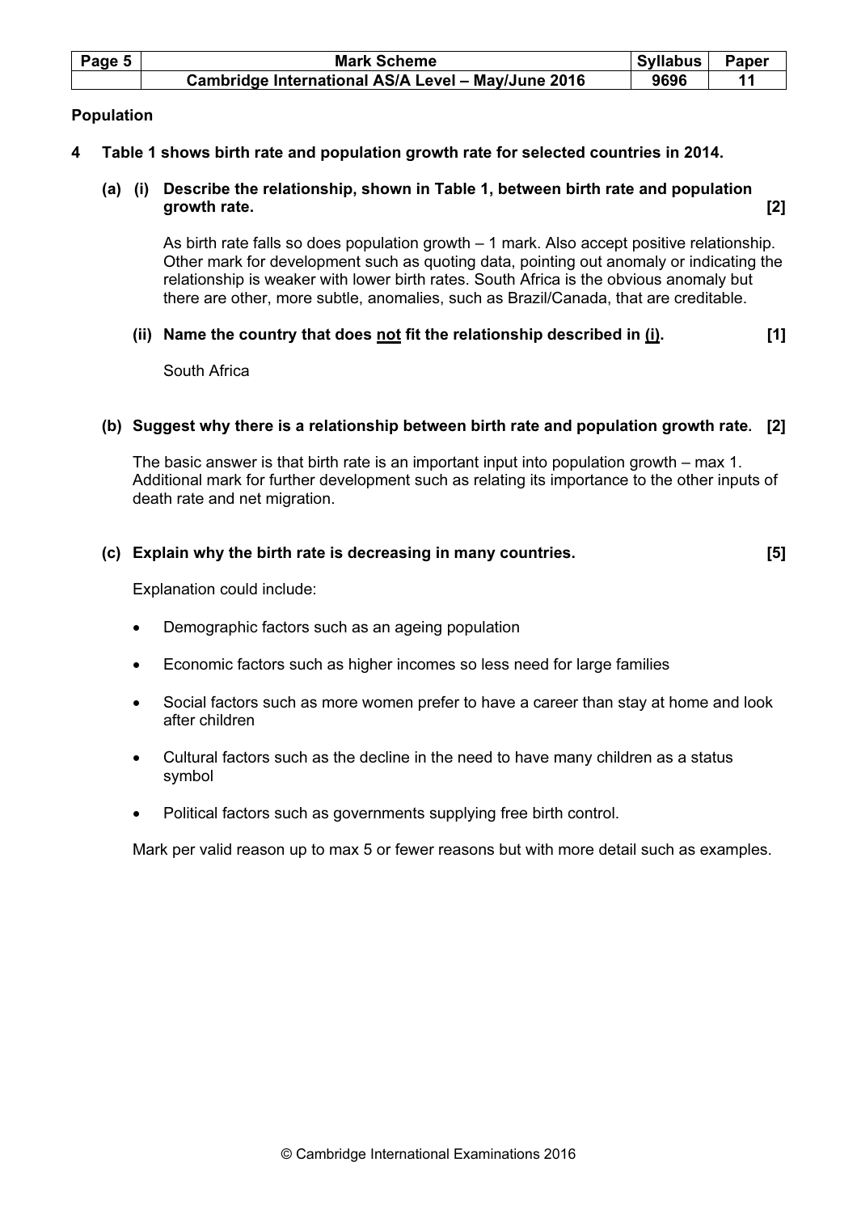## Population

**4 Table 1 shows birth rate and population growth rate for selected countries in 2014.**

**(a) (i) Describe the relationship, shown in Table 1, between birth rate and population growth rate. [2]**

As birth rate falls so does population growth – 1 mark. Also accept positive relationship. Other mark for development such as quoting data, pointing out anomaly or indicating the relationship is weaker with lower birth rates. South Africa is the obvious anomaly but there are other, more subtle, anomalies, such as Brazil/Canada, that are creditable.

**(ii) Name the country that does <u>not</u> fit the relationship described in <u>(i)</u>. [1]**

South Africa

**(b) Suggest why there is a relationship between birth rate and population growth rate. [2]**

The basic answer is that birth rate is an important input into population growth – max 1. Additional mark for further development such as relating its importance to the other inputs of death rate and net migration.

**(c) Explain why the birth rate is decreasing in many countries. [5]**

Explanation could include:

- Demographic factors such as an ageing population
- Economic factors such as higher incomes so less need for large families
- Social factors such as more women prefer to have a career than stay at home and look after children
- Cultural factors such as the decline in the need to have many children as a status symbol
- Political factors such as governments supplying free birth control.

Mark per valid reason up to max 5 or fewer reasons but with more detail such as examples.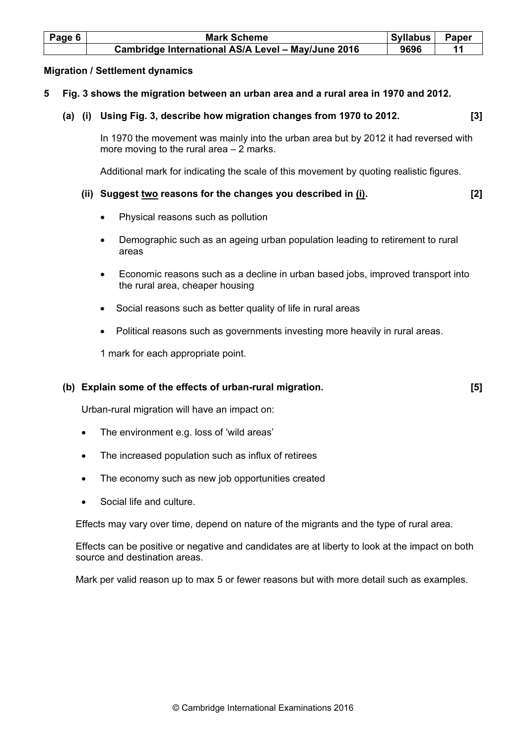**Migration / Settlement dynamics**

**5 Fig. 3 shows the migration between an urban area and a rural area in 1970 and 2012.**

**(a) (i) Using Fig. 3, describe how migration changes from 1970 to 2012. [3]**

In 1970 the movement was mainly into the urban area but by 2012 it had reversed with more moving to the rural area – 2 marks.

Additional mark for indicating the scale of this movement by quoting realistic figures.

**(ii) Suggest two reasons for the changes you described in (i). [2]**

- Physical reasons such as pollution
- Demographic such as an ageing urban population leading to retirement to rural areas
- Economic reasons such as a decline in urban based jobs, improved transport into the rural area, cheaper housing
- Social reasons such as better quality of life in rural areas
- Political reasons such as governments investing more heavily in rural areas.

1 mark for each appropriate point.

**(b) Explain some of the effects of urban-rural migration. [5]**

Urban-rural migration will have an impact on:

- The environment e.g. loss of 'wild areas'
- The increased population such as influx of retirees
- The economy such as new job opportunities created
- Social life and culture.

Effects may vary over time, depend on nature of the migrants and the type of rural area.

Effects can be positive or negative and candidates are at liberty to look at the impact on both source and destination areas.

Mark per valid reason up to max 5 or fewer reasons but with more detail such as examples.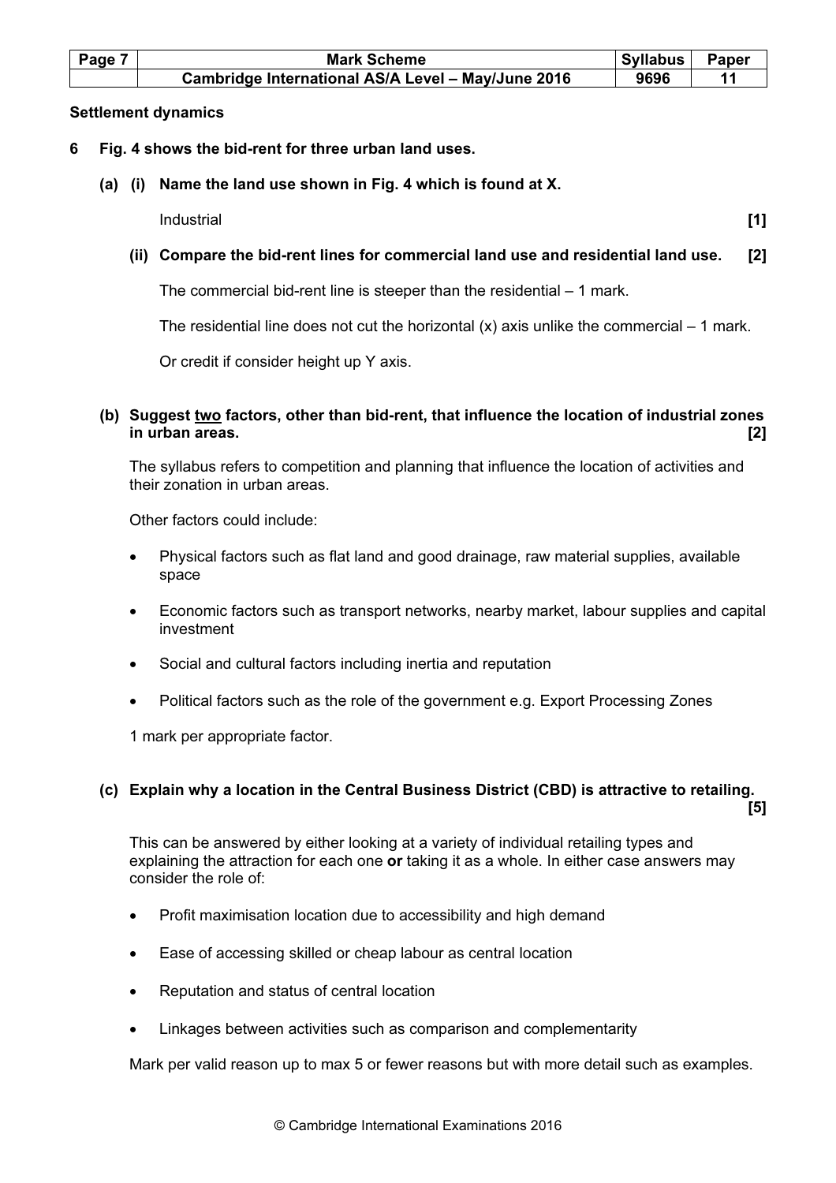**Settlement dynamics**

**6 Fig. 4 shows the bid-rent for three urban land uses.**

**(a) (i) Name the land use shown in Fig. 4 which is found at X.**

Industrial **[1]**

**(ii) Compare the bid-rent lines for commercial land use and residential land use. [2]**

The commercial bid-rent line is steeper than the residential – 1 mark.

The residential line does not cut the horizontal (x) axis unlike the commercial – 1 mark.

Or credit if consider height up Y axis.

**(b) Suggest <u>two</u> factors, other than bid-rent, that influence the location of industrial zones in urban areas. [2]**

The syllabus refers to competition and planning that influence the location of activities and their zonation in urban areas.

Other factors could include:

- Physical factors such as flat land and good drainage, raw material supplies, available space
- Economic factors such as transport networks, nearby market, labour supplies and capital investment
- Social and cultural factors including inertia and reputation
- Political factors such as the role of the government e.g. Export Processing Zones

1 mark per appropriate factor.

**(c) Explain why a location in the Central Business District (CBD) is attractive to retailing. [5]**

This can be answered by either looking at a variety of individual retailing types and explaining the attraction for each one **or** taking it as a whole. In either case answers may consider the role of:

- Profit maximisation location due to accessibility and high demand
- Ease of accessing skilled or cheap labour as central location
- Reputation and status of central location
- Linkages between activities such as comparison and complementarity

Mark per valid reason up to max 5 or fewer reasons but with more detail such as examples.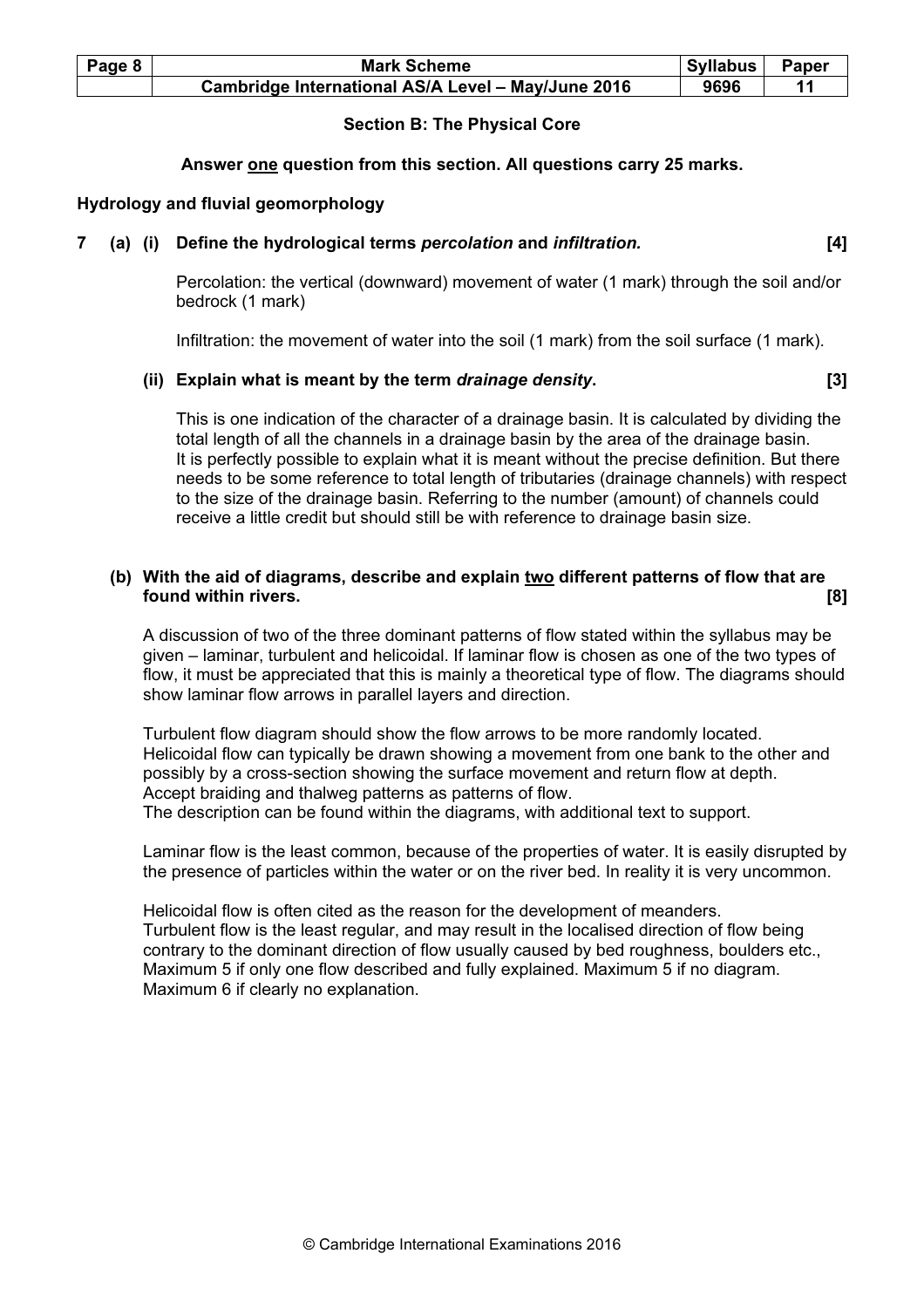## Section B: The Physical Core

**Answer one question from this section. All questions carry 25 marks.**

### Hydrology and fluvial geomorphology

**7 (a) (i) Define the hydrological terms *percolation* and *infiltration.* [4]**

Percolation: the vertical (downward) movement of water (1 mark) through the soil and/or bedrock (1 mark)

Infiltration: the movement of water into the soil (1 mark) from the soil surface (1 mark).

**(ii) Explain what is meant by the term *drainage density*. [3]**

This is one indication of the character of a drainage basin. It is calculated by dividing the total length of all the channels in a drainage basin by the area of the drainage basin. It is perfectly possible to explain what it is meant without the precise definition. But there needs to be some reference to total length of tributaries (drainage channels) with respect to the size of the drainage basin. Referring to the number (amount) of channels could receive a little credit but should still be with reference to drainage basin size.

**(b) With the aid of diagrams, describe and explain two different patterns of flow that are found within rivers. [8]**

A discussion of two of the three dominant patterns of flow stated within the syllabus may be given – laminar, turbulent and helicoidal. If laminar flow is chosen as one of the two types of flow, it must be appreciated that this is mainly a theoretical type of flow. The diagrams should show laminar flow arrows in parallel layers and direction.

Turbulent flow diagram should show the flow arrows to be more randomly located.
Helicoidal flow can typically be drawn showing a movement from one bank to the other and possibly by a cross-section showing the surface movement and return flow at depth.
Accept braiding and thalweg patterns as patterns of flow.
The description can be found within the diagrams, with additional text to support.

Laminar flow is the least common, because of the properties of water. It is easily disrupted by the presence of particles within the water or on the river bed. In reality it is very uncommon.

Helicoidal flow is often cited as the reason for the development of meanders.
Turbulent flow is the least regular, and may result in the localised direction of flow being contrary to the dominant direction of flow usually caused by bed roughness, boulders etc.,
Maximum 5 if only one flow described and fully explained. Maximum 5 if no diagram.
Maximum 6 if clearly no explanation.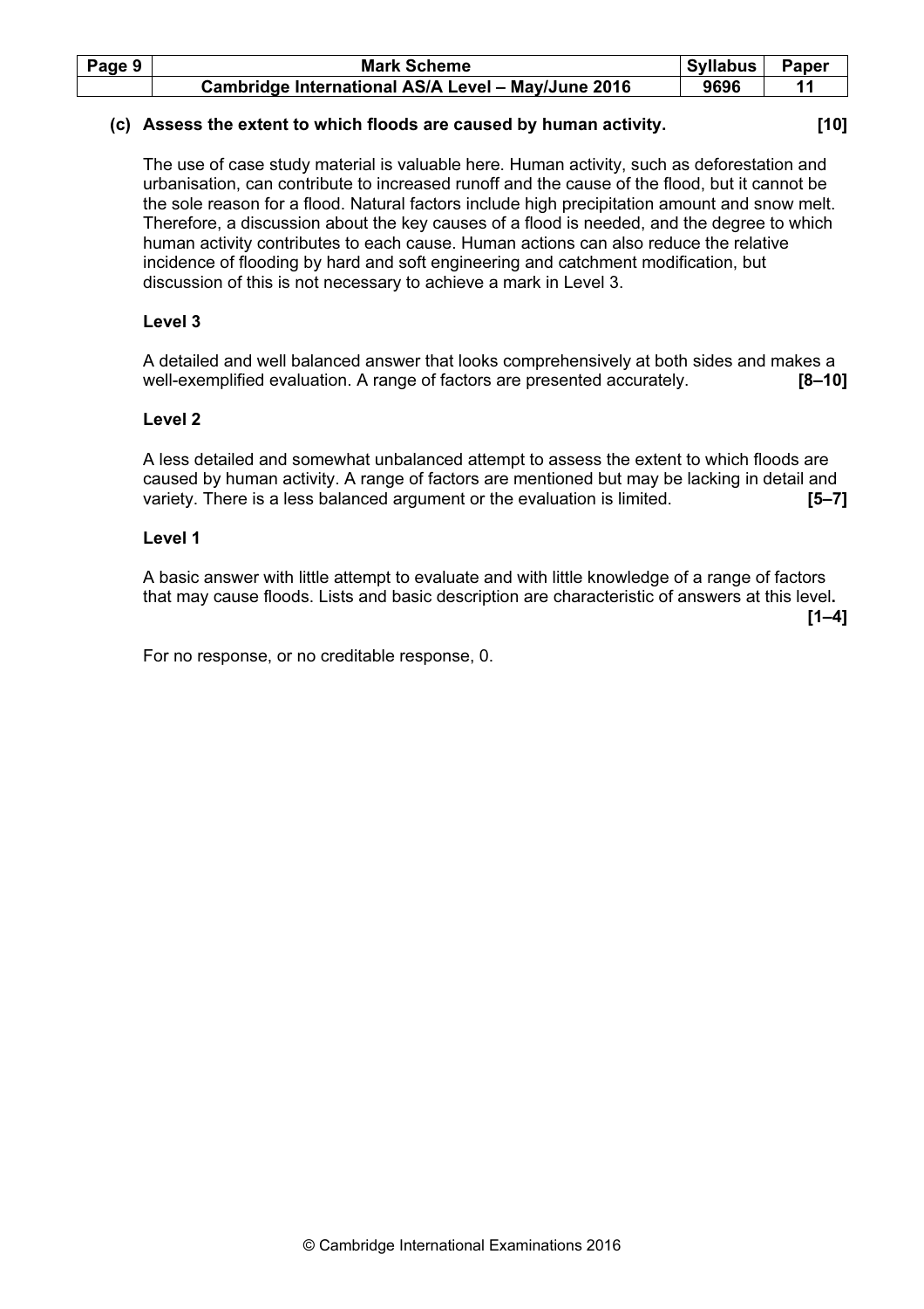**(c) Assess the extent to which floods are caused by human activity. [10]**

The use of case study material is valuable here. Human activity, such as deforestation and urbanisation, can contribute to increased runoff and the cause of the flood, but it cannot be the sole reason for a flood. Natural factors include high precipitation amount and snow melt. Therefore, a discussion about the key causes of a flood is needed, and the degree to which human activity contributes to each cause. Human actions can also reduce the relative incidence of flooding by hard and soft engineering and catchment modification, but discussion of this is not necessary to achieve a mark in Level 3.

**Level 3**

A detailed and well balanced answer that looks comprehensively at both sides and makes a well-exemplified evaluation. A range of factors are presented accurately. **[8–10]**

**Level 2**

A less detailed and somewhat unbalanced attempt to assess the extent to which floods are caused by human activity. A range of factors are mentioned but may be lacking in detail and variety. There is a less balanced argument or the evaluation is limited. **[5–7]**

**Level 1**

A basic answer with little attempt to evaluate and with little knowledge of a range of factors that may cause floods. Lists and basic description are characteristic of answers at this level. **[1–4]**

For no response, or no creditable response, 0.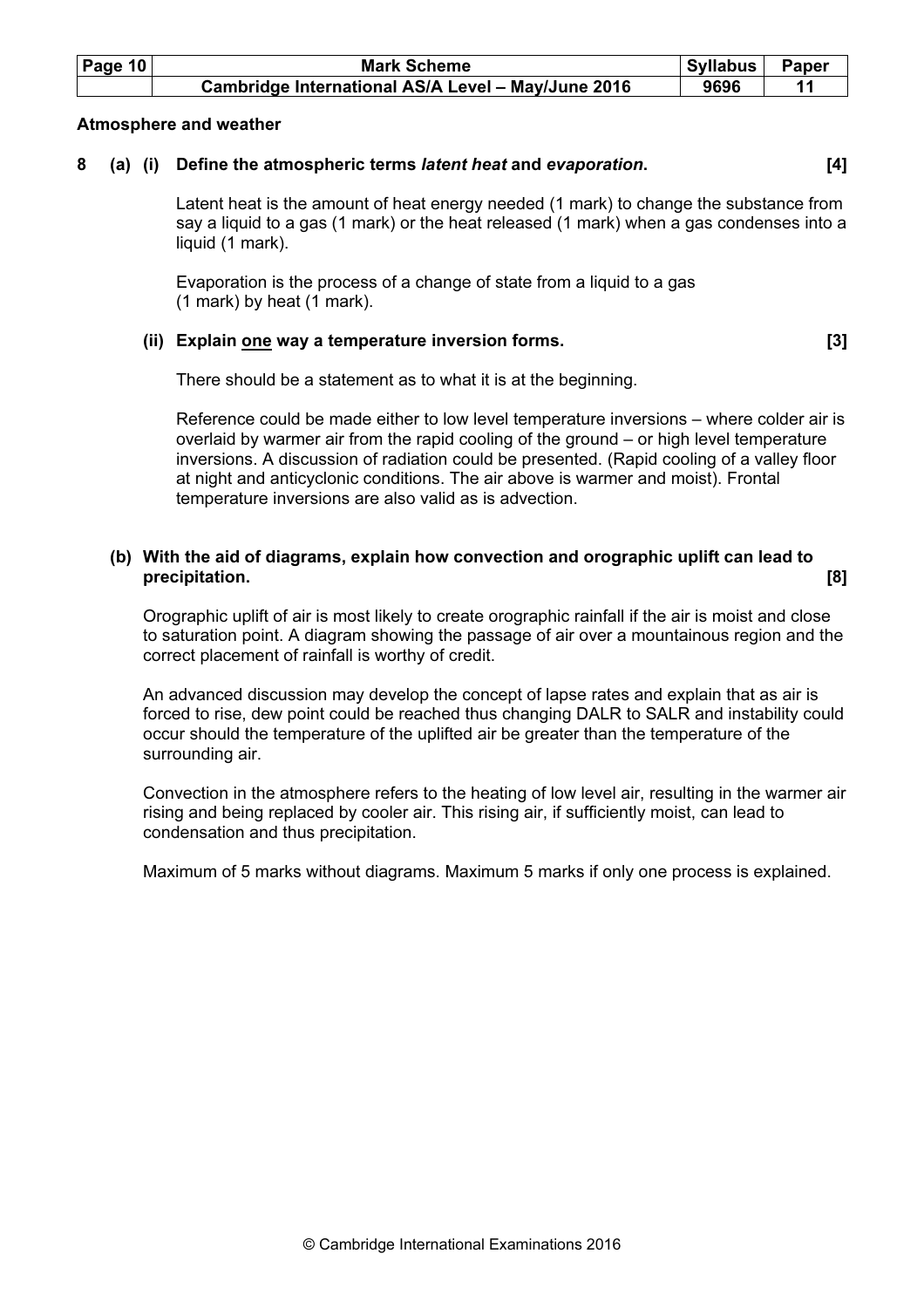## Atmosphere and weather

**8 (a) (i) Define the atmospheric terms *latent heat* and *evaporation*. [4]**

Latent heat is the amount of heat energy needed (1 mark) to change the substance from say a liquid to a gas (1 mark) or the heat released (1 mark) when a gas condenses into a liquid (1 mark).

Evaporation is the process of a change of state from a liquid to a gas (1 mark) by heat (1 mark).

**(ii) Explain one way a temperature inversion forms. [3]**

There should be a statement as to what it is at the beginning.

Reference could be made either to low level temperature inversions – where colder air is overlaid by warmer air from the rapid cooling of the ground – or high level temperature inversions. A discussion of radiation could be presented. (Rapid cooling of a valley floor at night and anticyclonic conditions. The air above is warmer and moist). Frontal temperature inversions are also valid as is advection.

**(b) With the aid of diagrams, explain how convection and orographic uplift can lead to precipitation. [8]**

Orographic uplift of air is most likely to create orographic rainfall if the air is moist and close to saturation point. A diagram showing the passage of air over a mountainous region and the correct placement of rainfall is worthy of credit.

An advanced discussion may develop the concept of lapse rates and explain that as air is forced to rise, dew point could be reached thus changing DALR to SALR and instability could occur should the temperature of the uplifted air be greater than the temperature of the surrounding air.

Convection in the atmosphere refers to the heating of low level air, resulting in the warmer air rising and being replaced by cooler air. This rising air, if sufficiently moist, can lead to condensation and thus precipitation.

Maximum of 5 marks without diagrams. Maximum 5 marks if only one process is explained.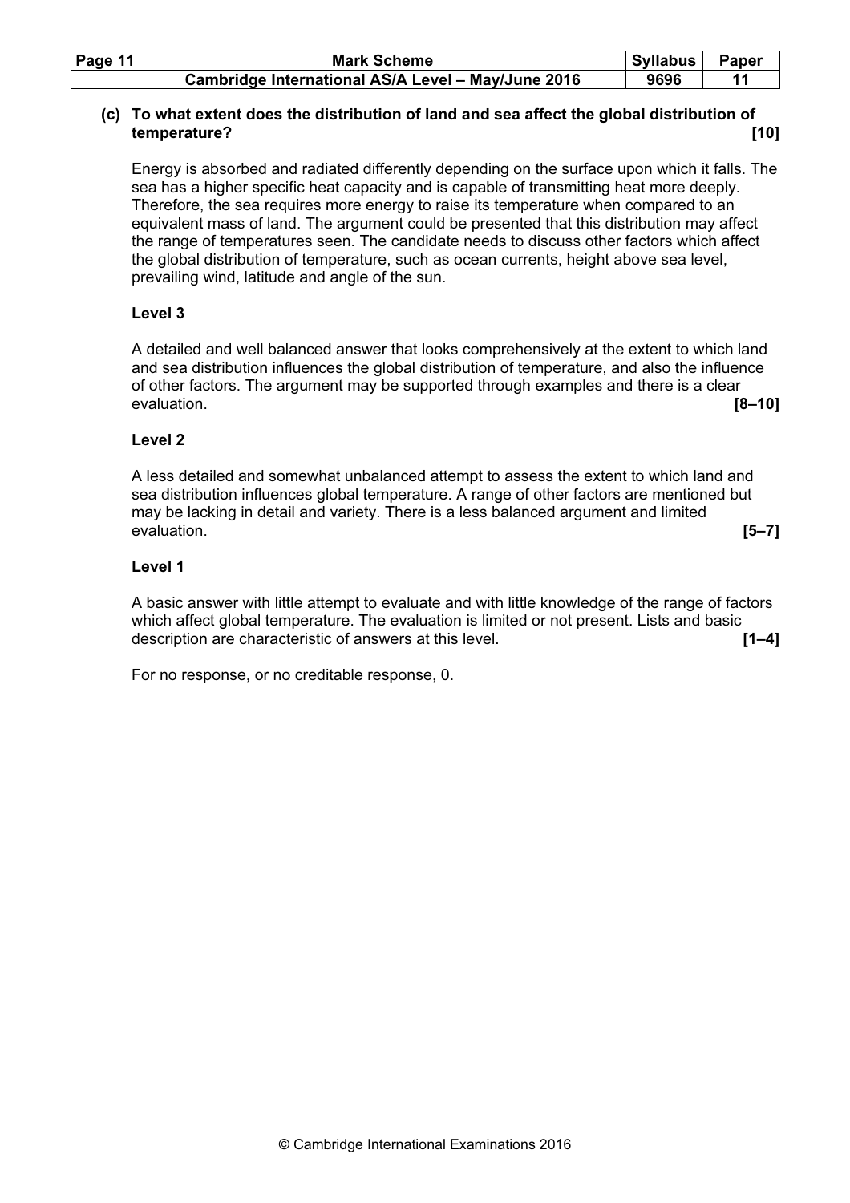**(c) To what extent does the distribution of land and sea affect the global distribution of temperature? [10]**

Energy is absorbed and radiated differently depending on the surface upon which it falls. The sea has a higher specific heat capacity and is capable of transmitting heat more deeply. Therefore, the sea requires more energy to raise its temperature when compared to an equivalent mass of land. The argument could be presented that this distribution may affect the range of temperatures seen. The candidate needs to discuss other factors which affect the global distribution of temperature, such as ocean currents, height above sea level, prevailing wind, latitude and angle of the sun.

**Level 3**

A detailed and well balanced answer that looks comprehensively at the extent to which land and sea distribution influences the global distribution of temperature, and also the influence of other factors. The argument may be supported through examples and there is a clear evaluation. **[8–10]**

**Level 2**

A less detailed and somewhat unbalanced attempt to assess the extent to which land and sea distribution influences global temperature. A range of other factors are mentioned but may be lacking in detail and variety. There is a less balanced argument and limited evaluation. **[5–7]**

**Level 1**

A basic answer with little attempt to evaluate and with little knowledge of the range of factors which affect global temperature. The evaluation is limited or not present. Lists and basic description are characteristic of answers at this level. **[1–4]**

For no response, or no creditable response, 0.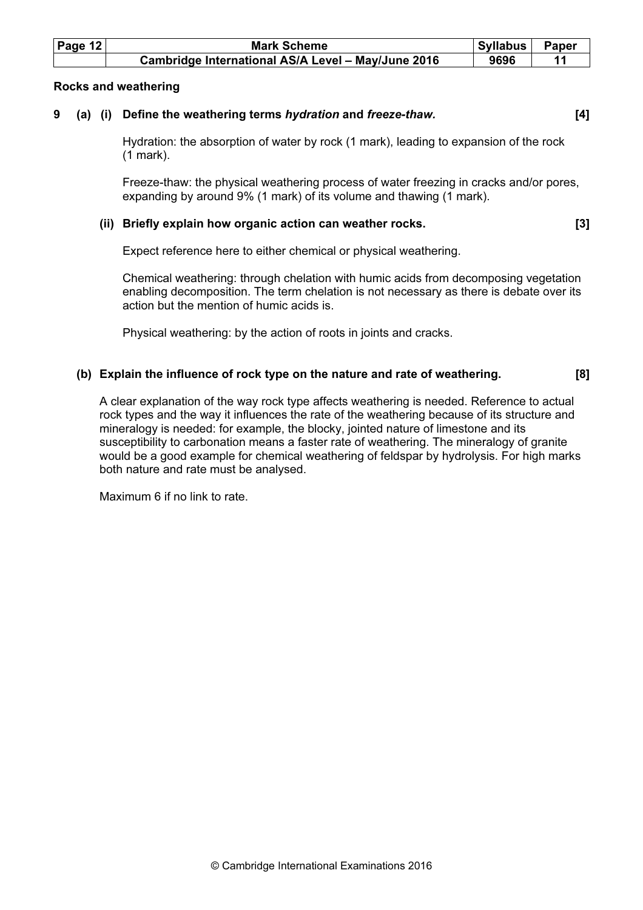**Rocks and weathering**

**9 (a) (i) Define the weathering terms *hydration* and *freeze-thaw.* [4]**

Hydration: the absorption of water by rock (1 mark), leading to expansion of the rock (1 mark).

Freeze-thaw: the physical weathering process of water freezing in cracks and/or pores, expanding by around 9% (1 mark) of its volume and thawing (1 mark).

**(ii) Briefly explain how organic action can weather rocks. [3]**

Expect reference here to either chemical or physical weathering.

Chemical weathering: through chelation with humic acids from decomposing vegetation enabling decomposition. The term chelation is not necessary as there is debate over its action but the mention of humic acids is.

Physical weathering: by the action of roots in joints and cracks.

**(b) Explain the influence of rock type on the nature and rate of weathering. [8]**

A clear explanation of the way rock type affects weathering is needed. Reference to actual rock types and the way it influences the rate of the weathering because of its structure and mineralogy is needed: for example, the blocky, jointed nature of limestone and its susceptibility to carbonation means a faster rate of weathering. The mineralogy of granite would be a good example for chemical weathering of feldspar by hydrolysis. For high marks both nature and rate must be analysed.

Maximum 6 if no link to rate.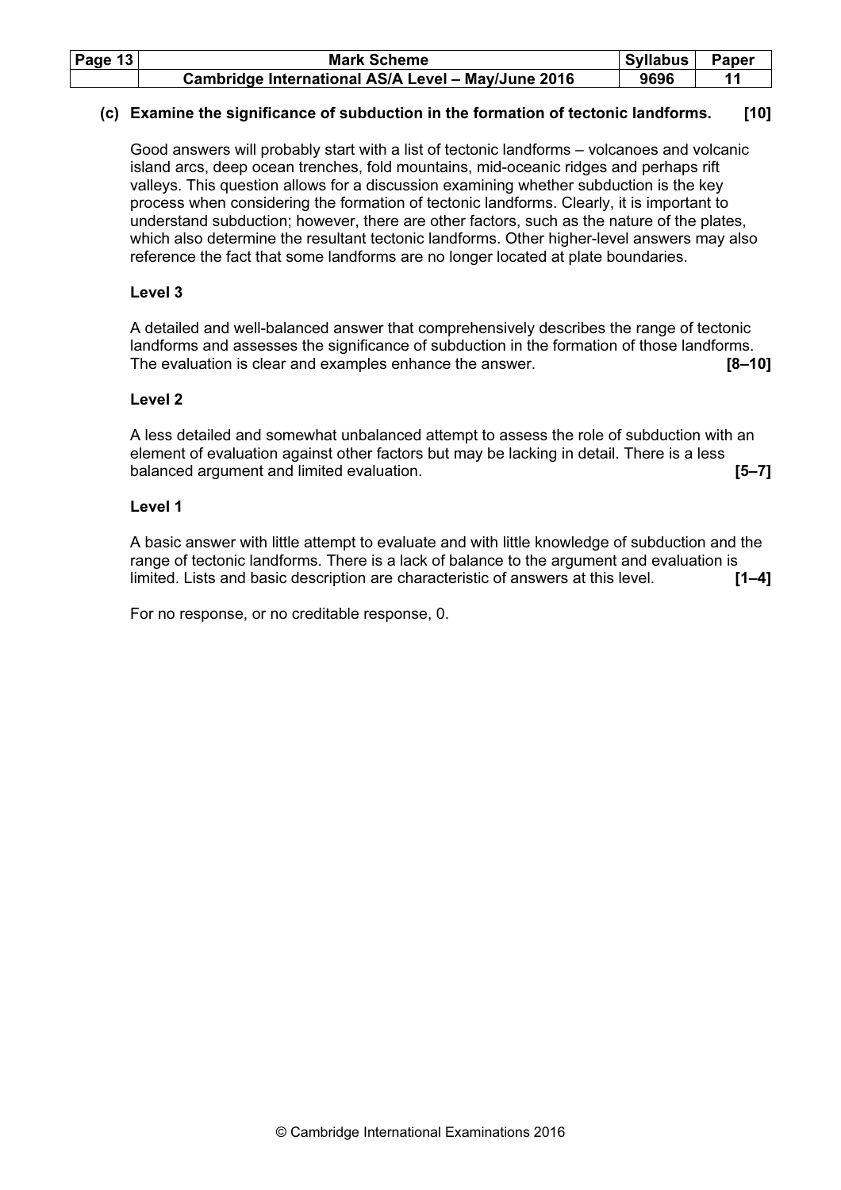**(c) Examine the significance of subduction in the formation of tectonic landforms. [10]**

Good answers will probably start with a list of tectonic landforms – volcanoes and volcanic island arcs, deep ocean trenches, fold mountains, mid-oceanic ridges and perhaps rift valleys. This question allows for a discussion examining whether subduction is the key process when considering the formation of tectonic landforms. Clearly, it is important to understand subduction; however, there are other factors, such as the nature of the plates, which also determine the resultant tectonic landforms. Other higher-level answers may also reference the fact that some landforms are no longer located at plate boundaries.

**Level 3**

A detailed and well-balanced answer that comprehensively describes the range of tectonic landforms and assesses the significance of subduction in the formation of those landforms. The evaluation is clear and examples enhance the answer. **[8–10]**

**Level 2**

A less detailed and somewhat unbalanced attempt to assess the role of subduction with an element of evaluation against other factors but may be lacking in detail. There is a less balanced argument and limited evaluation. **[5–7]**

**Level 1**

A basic answer with little attempt to evaluate and with little knowledge of subduction and the range of tectonic landforms. There is a lack of balance to the argument and evaluation is limited. Lists and basic description are characteristic of answers at this level. **[1–4]**

For no response, or no creditable response, 0.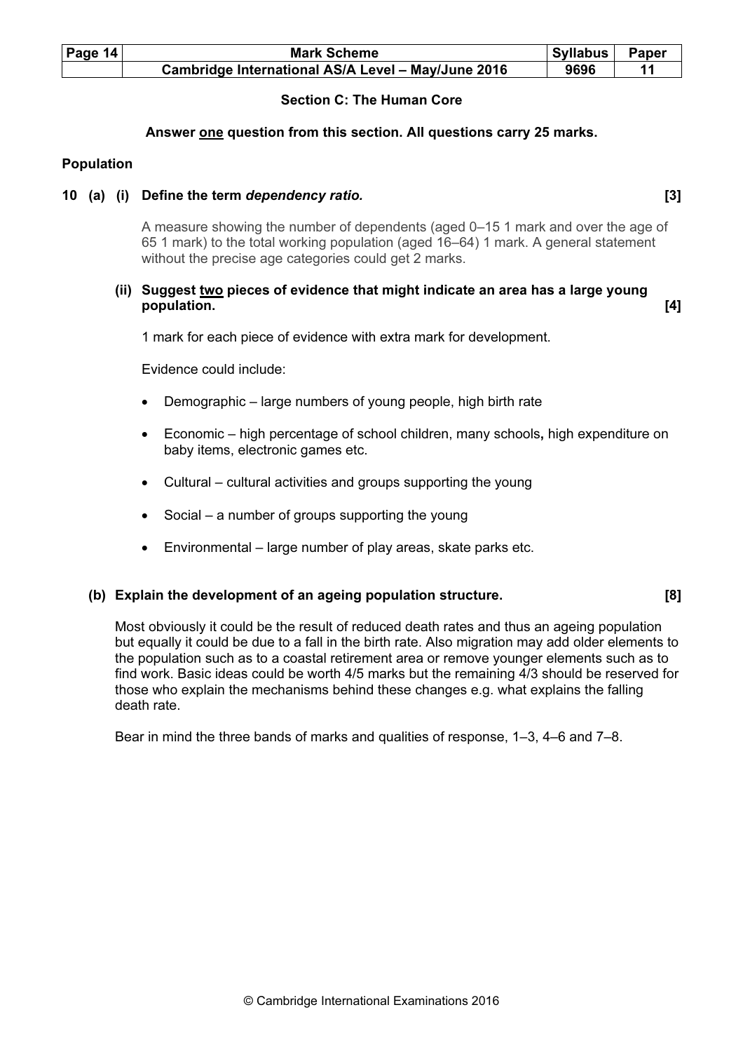## Section C: The Human Core

**Answer one question from this section. All questions carry 25 marks.**

### Population

**10 (a) (i) Define the term *dependency ratio.* [3]**

A measure showing the number of dependents (aged 0–15 1 mark and over the age of 65 1 mark) to the total working population (aged 16–64) 1 mark. A general statement without the precise age categories could get 2 marks.

**(ii) Suggest two pieces of evidence that might indicate an area has a large young population. [4]**

1 mark for each piece of evidence with extra mark for development.

Evidence could include:

- Demographic – large numbers of young people, high birth rate
- Economic – high percentage of school children, many schools**,** high expenditure on baby items, electronic games etc.
- Cultural – cultural activities and groups supporting the young
- Social – a number of groups supporting the young
- Environmental – large number of play areas, skate parks etc.

**(b) Explain the development of an ageing population structure. [8]**

Most obviously it could be the result of reduced death rates and thus an ageing population but equally it could be due to a fall in the birth rate. Also migration may add older elements to the population such as to a coastal retirement area or remove younger elements such as to find work. Basic ideas could be worth 4/5 marks but the remaining 4/3 should be reserved for those who explain the mechanisms behind these changes e.g. what explains the falling death rate.

Bear in mind the three bands of marks and qualities of response, 1–3, 4–6 and 7–8.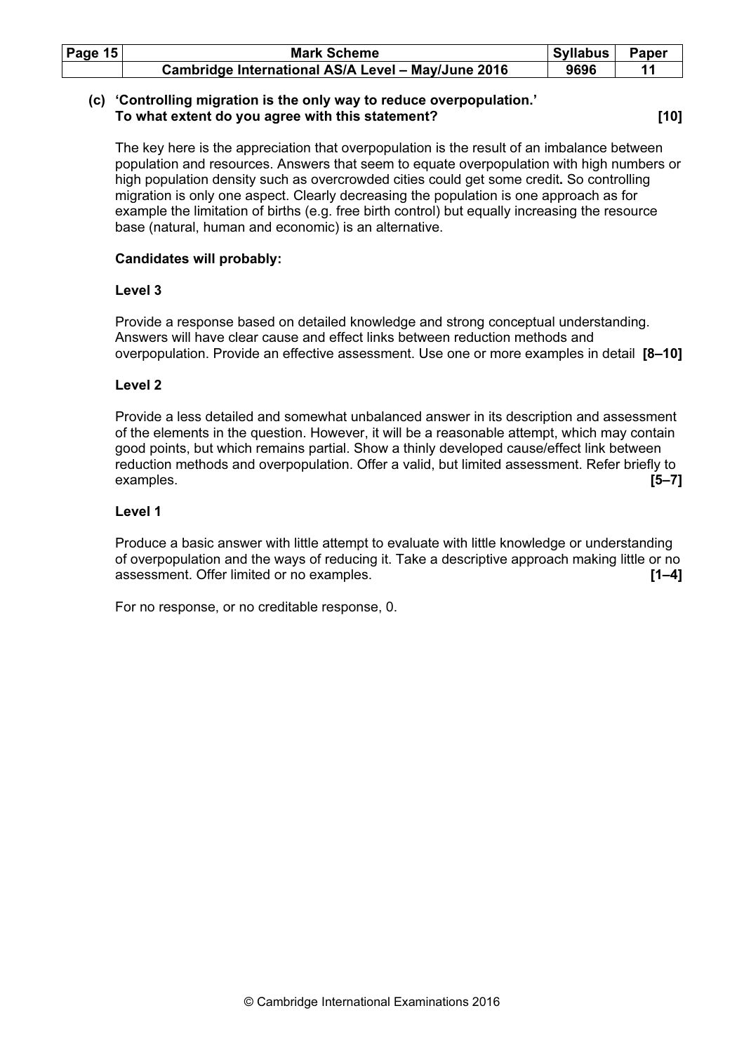**(c) 'Controlling migration is the only way to reduce overpopulation.'
To what extent do you agree with this statement? [10]**

The key here is the appreciation that overpopulation is the result of an imbalance between population and resources. Answers that seem to equate overpopulation with high numbers or high population density such as overcrowded cities could get some credit**.** So controlling migration is only one aspect. Clearly decreasing the population is one approach as for example the limitation of births (e.g. free birth control) but equally increasing the resource base (natural, human and economic) is an alternative.

**Candidates will probably:**

**Level 3**

Provide a response based on detailed knowledge and strong conceptual understanding. Answers will have clear cause and effect links between reduction methods and overpopulation. Provide an effective assessment. Use one or more examples in detail **[8–10]**

**Level 2**

Provide a less detailed and somewhat unbalanced answer in its description and assessment of the elements in the question. However, it will be a reasonable attempt, which may contain good points, but which remains partial. Show a thinly developed cause/effect link between reduction methods and overpopulation. Offer a valid, but limited assessment. Refer briefly to examples. **[5–7]**

**Level 1**

Produce a basic answer with little attempt to evaluate with little knowledge or understanding of overpopulation and the ways of reducing it. Take a descriptive approach making little or no assessment. Offer limited or no examples. **[1–4]**

For no response, or no creditable response, 0.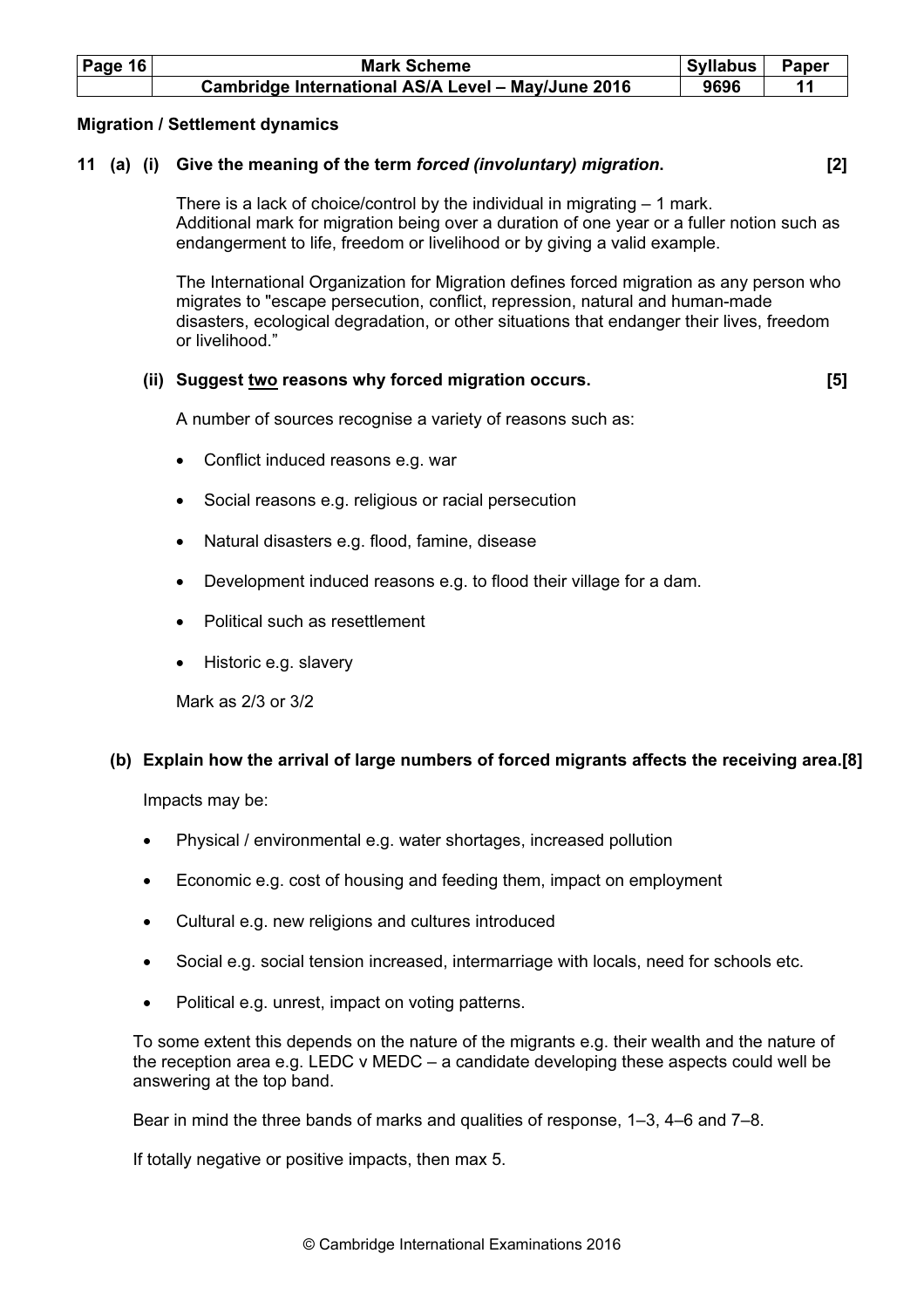**Migration / Settlement dynamics**

**11 (a) (i) Give the meaning of the term *forced (involuntary) migration*. [2]**

There is a lack of choice/control by the individual in migrating – 1 mark.
Additional mark for migration being over a duration of one year or a fuller notion such as endangerment to life, freedom or livelihood or by giving a valid example.

The International Organization for Migration defines forced migration as any person who migrates to "escape persecution, conflict, repression, natural and human-made disasters, ecological degradation, or other situations that endanger their lives, freedom or livelihood."

**(ii) Suggest two reasons why forced migration occurs. [5]**

A number of sources recognise a variety of reasons such as:

- Conflict induced reasons e.g. war
- Social reasons e.g. religious or racial persecution
- Natural disasters e.g. flood, famine, disease
- Development induced reasons e.g. to flood their village for a dam.
- Political such as resettlement
- Historic e.g. slavery

Mark as 2/3 or 3/2

**(b) Explain how the arrival of large numbers of forced migrants affects the receiving area. [8]**

Impacts may be:

- Physical / environmental e.g. water shortages, increased pollution
- Economic e.g. cost of housing and feeding them, impact on employment
- Cultural e.g. new religions and cultures introduced
- Social e.g. social tension increased, intermarriage with locals, need for schools etc.
- Political e.g. unrest, impact on voting patterns.

To some extent this depends on the nature of the migrants e.g. their wealth and the nature of the reception area e.g. LEDC v MEDC – a candidate developing these aspects could well be answering at the top band.

Bear in mind the three bands of marks and qualities of response, 1–3, 4–6 and 7–8.

If totally negative or positive impacts, then max 5.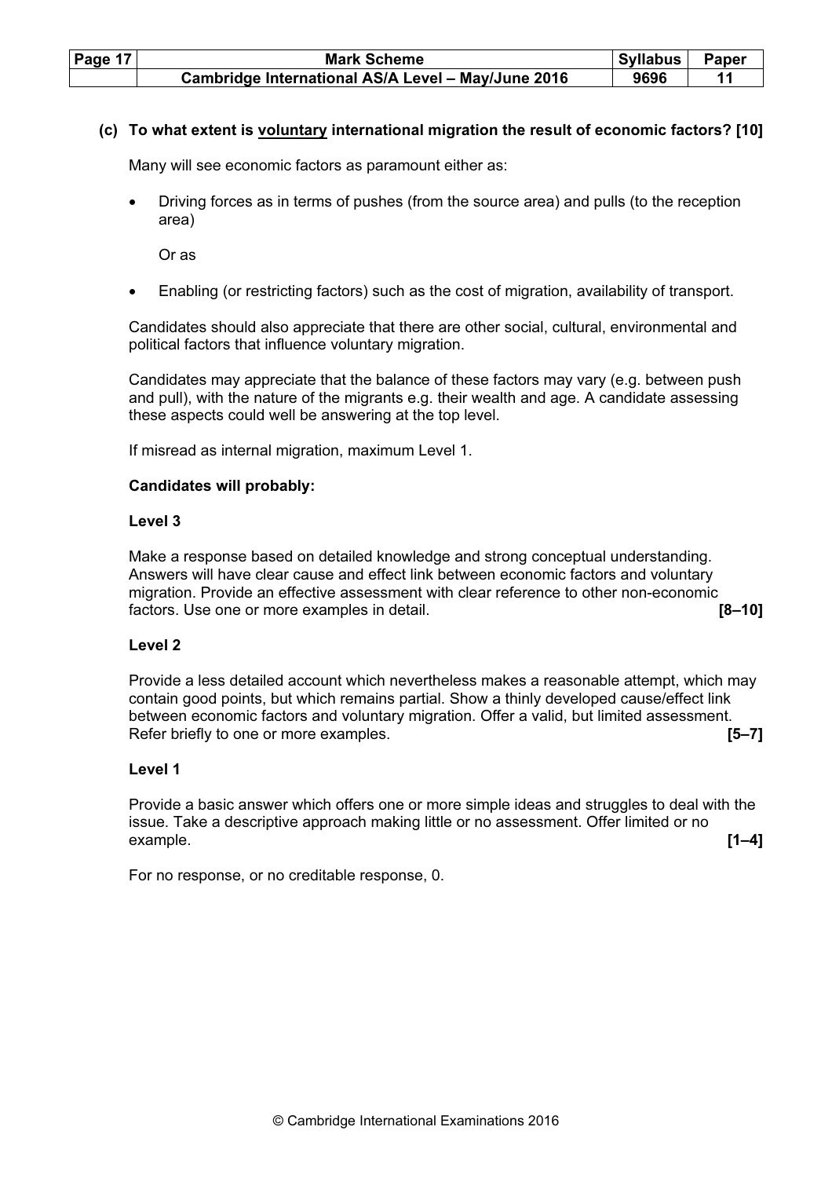**(c) To what extent is <u>voluntary</u> international migration the result of economic factors? [10]**

Many will see economic factors as paramount either as:

- Driving forces as in terms of pushes (from the source area) and pulls (to the reception area)

  Or as

- Enabling (or restricting factors) such as the cost of migration, availability of transport.

Candidates should also appreciate that there are other social, cultural, environmental and political factors that influence voluntary migration.

Candidates may appreciate that the balance of these factors may vary (e.g. between push and pull), with the nature of the migrants e.g. their wealth and age. A candidate assessing these aspects could well be answering at the top level.

If misread as internal migration, maximum Level 1.

**Candidates will probably:**

**Level 3**

Make a response based on detailed knowledge and strong conceptual understanding. Answers will have clear cause and effect link between economic factors and voluntary migration. Provide an effective assessment with clear reference to other non-economic factors. Use one or more examples in detail. **[8–10]**

**Level 2**

Provide a less detailed account which nevertheless makes a reasonable attempt, which may contain good points, but which remains partial. Show a thinly developed cause/effect link between economic factors and voluntary migration. Offer a valid, but limited assessment. Refer briefly to one or more examples. **[5–7]**

**Level 1**

Provide a basic answer which offers one or more simple ideas and struggles to deal with the issue. Take a descriptive approach making little or no assessment. Offer limited or no example. **[1–4]**

For no response, or no creditable response, 0.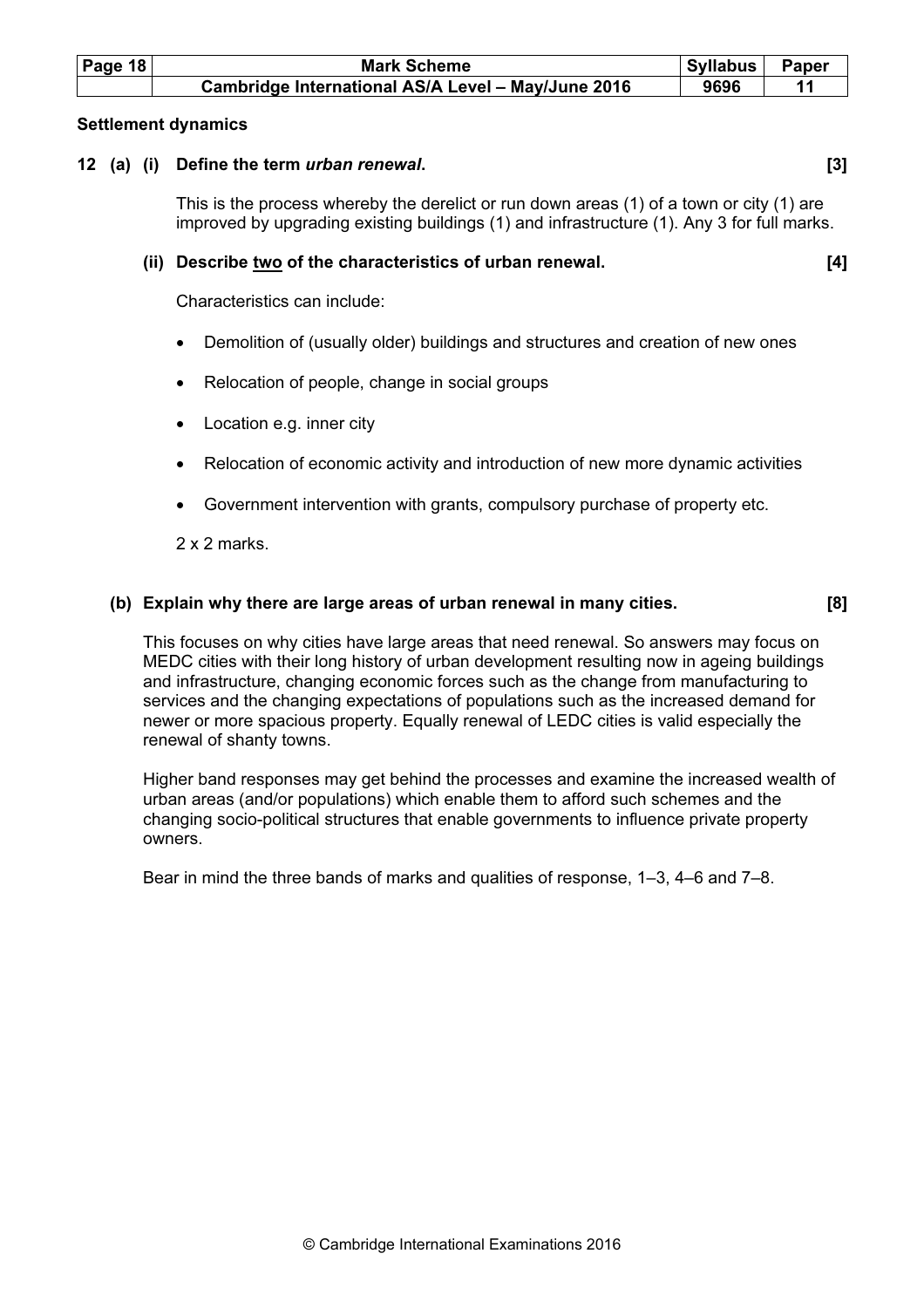**Settlement dynamics**

**12 (a) (i) Define the term *urban renewal*. [3]**

This is the process whereby the derelict or run down areas (1) of a town or city (1) are improved by upgrading existing buildings (1) and infrastructure (1). Any 3 for full marks.

**(ii) Describe two of the characteristics of urban renewal. [4]**

Characteristics can include:

- Demolition of (usually older) buildings and structures and creation of new ones
- Relocation of people, change in social groups
- Location e.g. inner city
- Relocation of economic activity and introduction of new more dynamic activities
- Government intervention with grants, compulsory purchase of property etc.

2 x 2 marks.

**(b) Explain why there are large areas of urban renewal in many cities. [8]**

This focuses on why cities have large areas that need renewal. So answers may focus on MEDC cities with their long history of urban development resulting now in ageing buildings and infrastructure, changing economic forces such as the change from manufacturing to services and the changing expectations of populations such as the increased demand for newer or more spacious property. Equally renewal of LEDC cities is valid especially the renewal of shanty towns.

Higher band responses may get behind the processes and examine the increased wealth of urban areas (and/or populations) which enable them to afford such schemes and the changing socio-political structures that enable governments to influence private property owners.

Bear in mind the three bands of marks and qualities of response, 1–3, 4–6 and 7–8.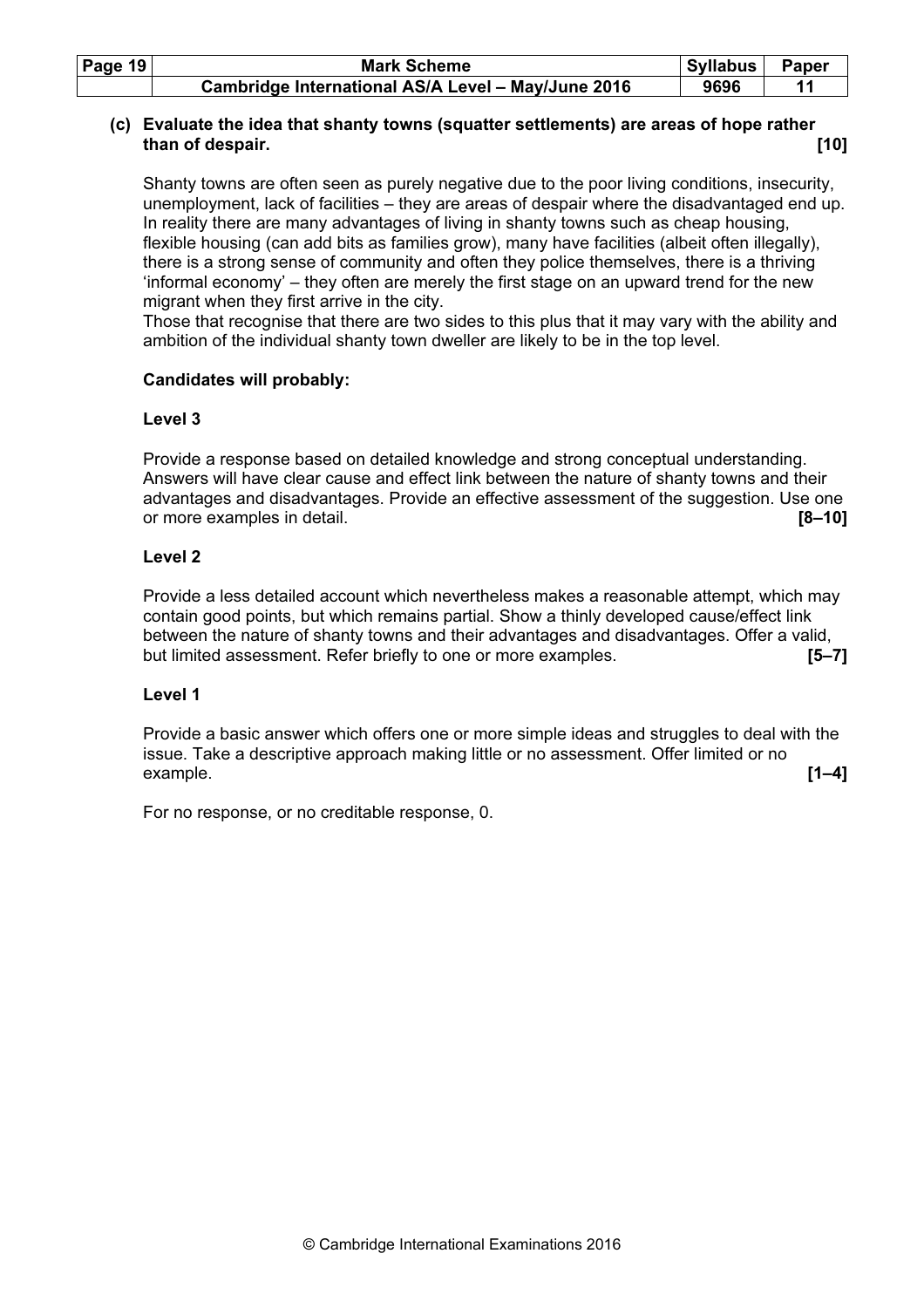**(c) Evaluate the idea that shanty towns (squatter settlements) are areas of hope rather than of despair. [10]**

Shanty towns are often seen as purely negative due to the poor living conditions, insecurity, unemployment, lack of facilities – they are areas of despair where the disadvantaged end up. In reality there are many advantages of living in shanty towns such as cheap housing, flexible housing (can add bits as families grow), many have facilities (albeit often illegally), there is a strong sense of community and often they police themselves, there is a thriving 'informal economy' – they often are merely the first stage on an upward trend for the new migrant when they first arrive in the city.
Those that recognise that there are two sides to this plus that it may vary with the ability and ambition of the individual shanty town dweller are likely to be in the top level.

**Candidates will probably:**

**Level 3**

Provide a response based on detailed knowledge and strong conceptual understanding. Answers will have clear cause and effect link between the nature of shanty towns and their advantages and disadvantages. Provide an effective assessment of the suggestion. Use one or more examples in detail. **[8–10]**

**Level 2**

Provide a less detailed account which nevertheless makes a reasonable attempt, which may contain good points, but which remains partial. Show a thinly developed cause/effect link between the nature of shanty towns and their advantages and disadvantages. Offer a valid, but limited assessment. Refer briefly to one or more examples. **[5–7]**

**Level 1**

Provide a basic answer which offers one or more simple ideas and struggles to deal with the issue. Take a descriptive approach making little or no assessment. Offer limited or no example. **[1–4]**

For no response, or no creditable response, 0.